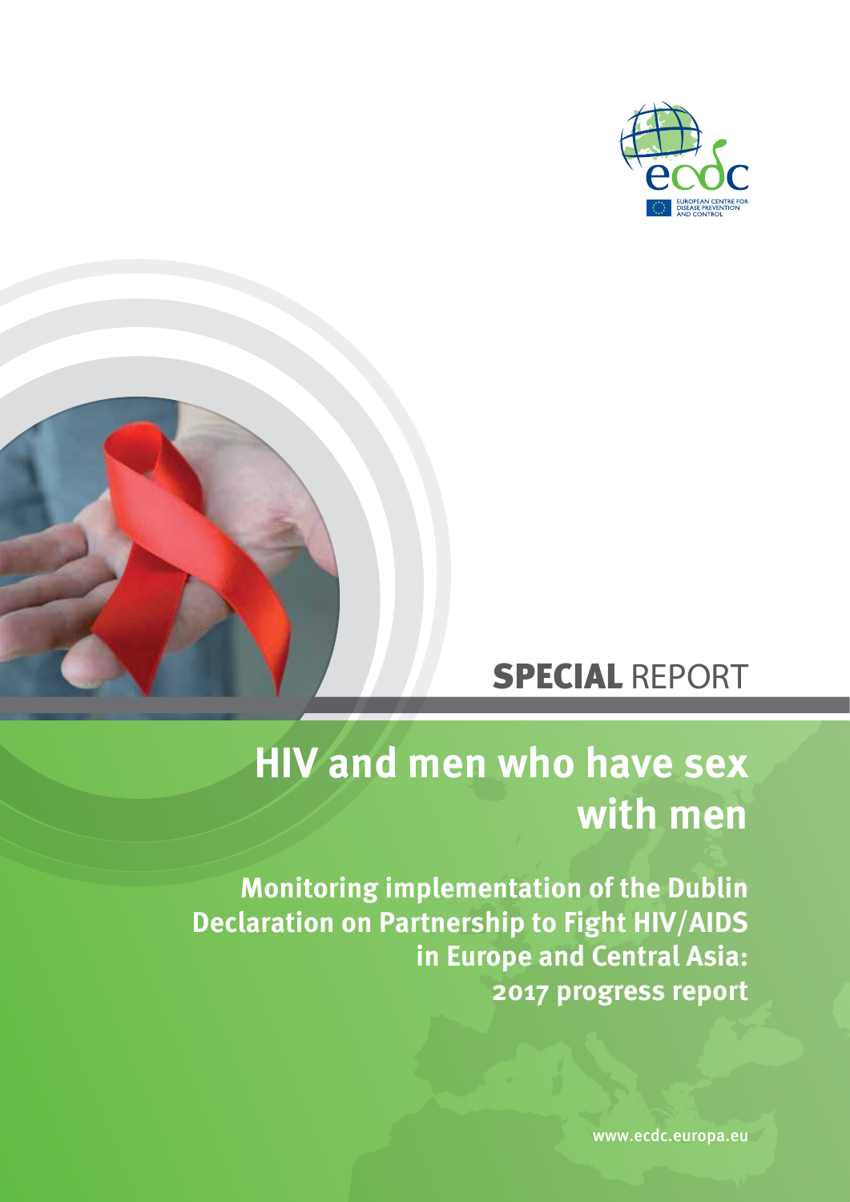European Centre for Disease Prevention and Control

**SPECIAL** REPORT

# HIV and men who have sex with men

## Monitoring implementation of the Dublin Declaration on Partnership to Fight HIV/AIDS in Europe and Central Asia: 2017 progress report

www.ecdc.europa.eu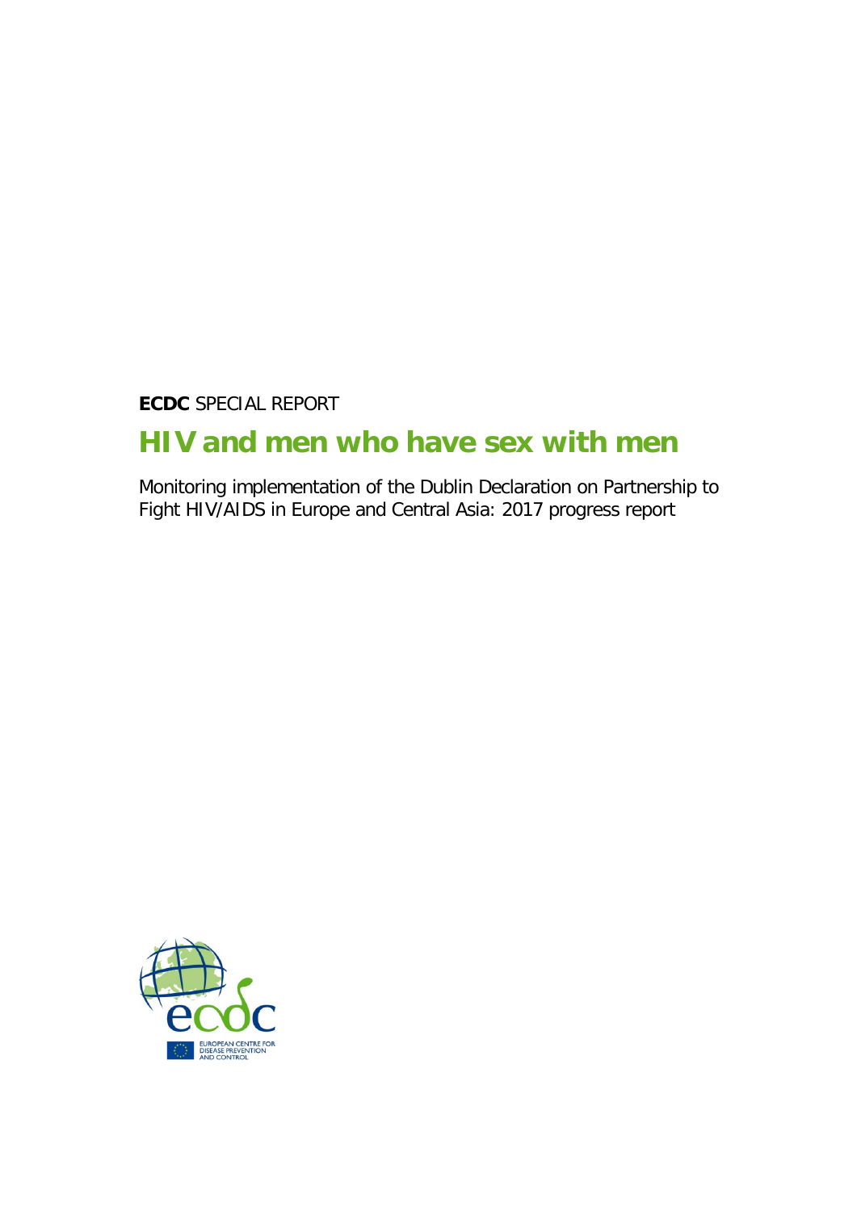**ECDC** SPECIAL REPORT

# HIV and men who have sex with men

Monitoring implementation of the Dublin Declaration on Partnership to Fight HIV/AIDS in Europe and Central Asia: 2017 progress report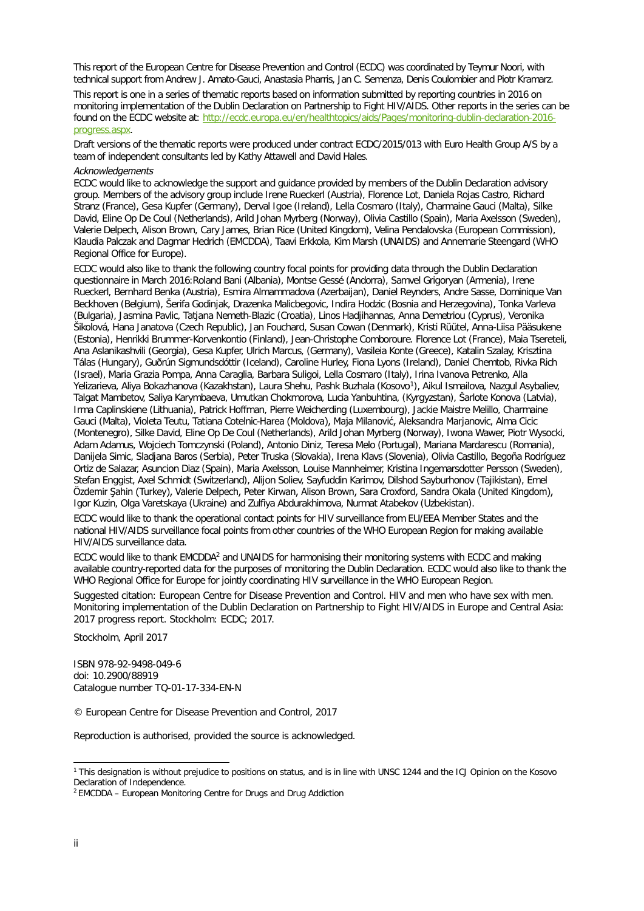This report of the European Centre for Disease Prevention and Control (ECDC) was coordinated by Teymur Noori, with technical support from Andrew J. Amato-Gauci, Anastasia Pharris, Jan C. Semenza, Denis Coulombier and Piotr Kramarz.

This report is one in a series of thematic reports based on information submitted by reporting countries in 2016 on monitoring implementation of the Dublin Declaration on Partnership to Fight HIV/AIDS. Other reports in the series can be found on the ECDC website at: http://ecdc.europa.eu/en/healthtopics/aids/Pages/monitoring-dublin-declaration-2016-progress.aspx.

Draft versions of the thematic reports were produced under contract ECDC/2015/013 with Euro Health Group A/S by a team of independent consultants led by Kathy Attawell and David Hales.

*Acknowledgements*

ECDC would like to acknowledge the support and guidance provided by members of the Dublin Declaration advisory group. Members of the advisory group include Irene Rueckerl (Austria), Florence Lot, Daniela Rojas Castro, Richard Stranz (France), Gesa Kupfer (Germany), Derval Igoe (Ireland), Lella Cosmaro (Italy), Charmaine Gauci (Malta), Silke David, Eline Op De Coul (Netherlands), Arild Johan Myrberg (Norway), Olivia Castillo (Spain), Maria Axelsson (Sweden), Valerie Delpech, Alison Brown, Cary James, Brian Rice (United Kingdom), Velina Pendalovska (European Commission), Klaudia Palczak and Dagmar Hedrich (EMCDDA), Taavi Erkkola, Kim Marsh (UNAIDS) and Annemarie Steengard (WHO Regional Office for Europe).

ECDC would also like to thank the following country focal points for providing data through the Dublin Declaration questionnaire in March 2016:Roland Bani (Albania), Montse Gessé (Andorra), Samvel Grigoryan (Armenia), Irene Rueckerl, Bernhard Benka (Austria), Esmira Almammadova (Azerbaijan), Daniel Reynders, Andre Sasse, Dominique Van Beckhoven (Belgium), Šerifa Godinjak, Drazenka Malicbegovic, Indira Hodzic (Bosnia and Herzegovina), Tonka Varleva (Bulgaria), Jasmina Pavlic, Tatjana Nemeth-Blazic (Croatia), Linos Hadjihannas, Anna Demetriou (Cyprus), Veronika Šikolová, Hana Janatova (Czech Republic), Jan Fouchard, Susan Cowan (Denmark), Kristi Rüütel, Anna-Liisa Pääsukene (Estonia), Henrikki Brummer-Korvenkontio (Finland), Jean-Christophe Comboroure. Florence Lot (France), Maia Tsereteli, Ana Aslanikashvili (Georgia), Gesa Kupfer, Ulrich Marcus, (Germany), Vasileia Konte (Greece), Katalin Szalay, Krisztina Tálas (Hungary), Guðrún Sigmundsdóttir (Iceland), Caroline Hurley, Fiona Lyons (Ireland), Daniel Chemtob, Rivka Rich (Israel), Maria Grazia Pompa, Anna Caraglia, Barbara Suligoi, Lella Cosmaro (Italy), Irina Ivanova Petrenko, Alla Yelizarieva, Aliya Bokazhanova (Kazakhstan), Laura Shehu, Pashk Buzhala (Kosovo[1]), Aikul Ismailova, Nazgul Asybaliev, Talgat Mambetov, Saliya Karymbaeva, Umutkan Chokmorova, Lucia Yanbuhtina, (Kyrgyzstan), Šarlote Konova (Latvia), Irma Caplinskiene (Lithuania), Patrick Hoffman, Pierre Weicherding (Luxembourg), Jackie Maistre Melillo, Charmaine Gauci (Malta), Violeta Teutu, Tatiana Cotelnic-Harea (Moldova), Maja Milanović, Aleksandra Marjanovic, Alma Cicic (Montenegro), Silke David, Eline Op De Coul (Netherlands), Arild Johan Myrberg (Norway), Iwona Wawer, Piotr Wysocki, Adam Adamus, Wojciech Tomczynski (Poland), Antonio Diniz, Teresa Melo (Portugal), Mariana Mardarescu (Romania), Danijela Simic, Sladjana Baros (Serbia), Peter Truska (Slovakia), Irena Klavs (Slovenia), Olivia Castillo, Begoña Rodríguez Ortiz de Salazar, Asuncion Diaz (Spain), Maria Axelsson, Louise Mannheimer, Kristina Ingemarsdotter Persson (Sweden), Stefan Enggist, Axel Schmidt (Switzerland), Alijon Soliev, Sayfuddin Karimov, Dilshod Sayburhonov (Tajikistan), Emel Özdemir Şahin (Turkey), Valerie Delpech, Peter Kirwan, Alison Brown, Sara Croxford, Sandra Okala (United Kingdom), Igor Kuzin, Olga Varetskaya (Ukraine) and Zulfiya Abdurakhimova, Nurmat Atabekov (Uzbekistan).

ECDC would like to thank the operational contact points for HIV surveillance from EU/EEA Member States and the national HIV/AIDS surveillance focal points from other countries of the WHO European Region for making available HIV/AIDS surveillance data.

ECDC would like to thank EMCDDA[2] and UNAIDS for harmonising their monitoring systems with ECDC and making available country-reported data for the purposes of monitoring the Dublin Declaration. ECDC would also like to thank the WHO Regional Office for Europe for jointly coordinating HIV surveillance in the WHO European Region.

Suggested citation: European Centre for Disease Prevention and Control. HIV and men who have sex with men. Monitoring implementation of the Dublin Declaration on Partnership to Fight HIV/AIDS in Europe and Central Asia: 2017 progress report. Stockholm: ECDC; 2017.

Stockholm, April 2017

ISBN 978-92-9498-049-6
doi: 10.2900/88919
Catalogue number TQ-01-17-334-EN-N

© European Centre for Disease Prevention and Control, 2017

Reproduction is authorised, provided the source is acknowledged.

---

[1] This designation is without prejudice to positions on status, and is in line with UNSC 1244 and the ICJ Opinion on the Kosovo Declaration of Independence.

[2] EMCDDA – European Monitoring Centre for Drugs and Drug Addiction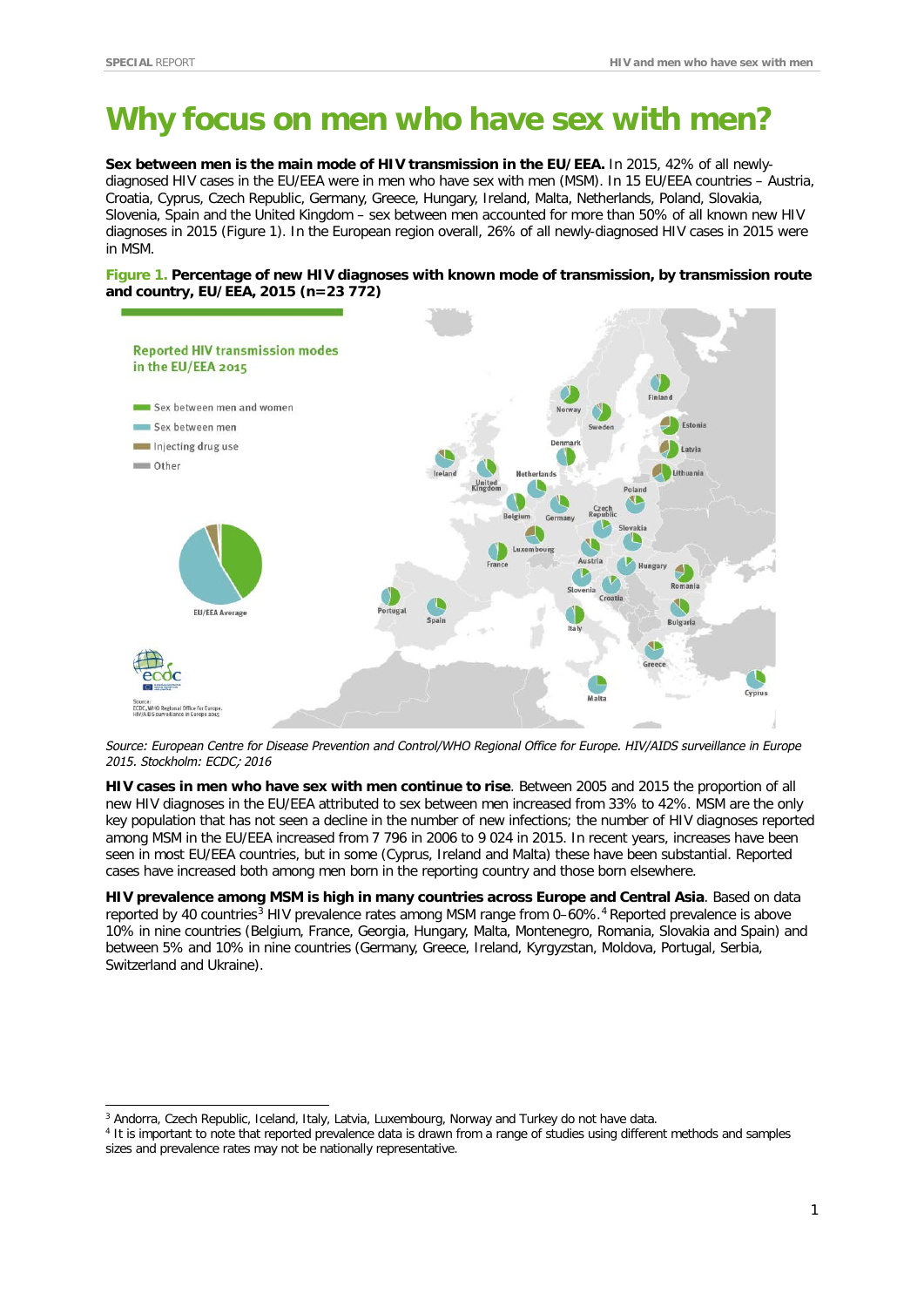# Why focus on men who have sex with men?

**Sex between men is the main mode of HIV transmission in the EU/EEA.** In 2015, 42% of all newly-diagnosed HIV cases in the EU/EEA were in men who have sex with men (MSM). In 15 EU/EEA countries – Austria, Croatia, Cyprus, Czech Republic, Germany, Greece, Hungary, Ireland, Malta, Netherlands, Poland, Slovakia, Slovenia, Spain and the United Kingdom – sex between men accounted for more than 50% of all known new HIV diagnoses in 2015 (Figure 1). In the European region overall, 26% of all newly-diagnosed HIV cases in 2015 were in MSM.

**Figure 1. Percentage of new HIV diagnoses with known mode of transmission, by transmission route and country, EU/EEA, 2015 (n=23 772)**

*Source: European Centre for Disease Prevention and Control/WHO Regional Office for Europe. HIV/AIDS surveillance in Europe 2015. Stockholm: ECDC; 2016*

**HIV cases in men who have sex with men continue to rise**. Between 2005 and 2015 the proportion of all new HIV diagnoses in the EU/EEA attributed to sex between men increased from 33% to 42%. MSM are the only key population that has not seen a decline in the number of new infections; the number of HIV diagnoses reported among MSM in the EU/EEA increased from 7 796 in 2006 to 9 024 in 2015. In recent years, increases have been seen in most EU/EEA countries, but in some (Cyprus, Ireland and Malta) these have been substantial. Reported cases have increased both among men born in the reporting country and those born elsewhere.

**HIV prevalence among MSM is high in many countries across Europe and Central Asia**. Based on data reported by 40 countries[3] HIV prevalence rates among MSM range from 0–60%.[4] Reported prevalence is above 10% in nine countries (Belgium, France, Georgia, Hungary, Malta, Montenegro, Romania, Slovakia and Spain) and between 5% and 10% in nine countries (Germany, Greece, Ireland, Kyrgyzstan, Moldova, Portugal, Serbia, Switzerland and Ukraine).

[3] Andorra, Czech Republic, Iceland, Italy, Latvia, Luxembourg, Norway and Turkey do not have data.

[4] It is important to note that reported prevalence data is drawn from a range of studies using different methods and samples sizes and prevalence rates may not be nationally representative.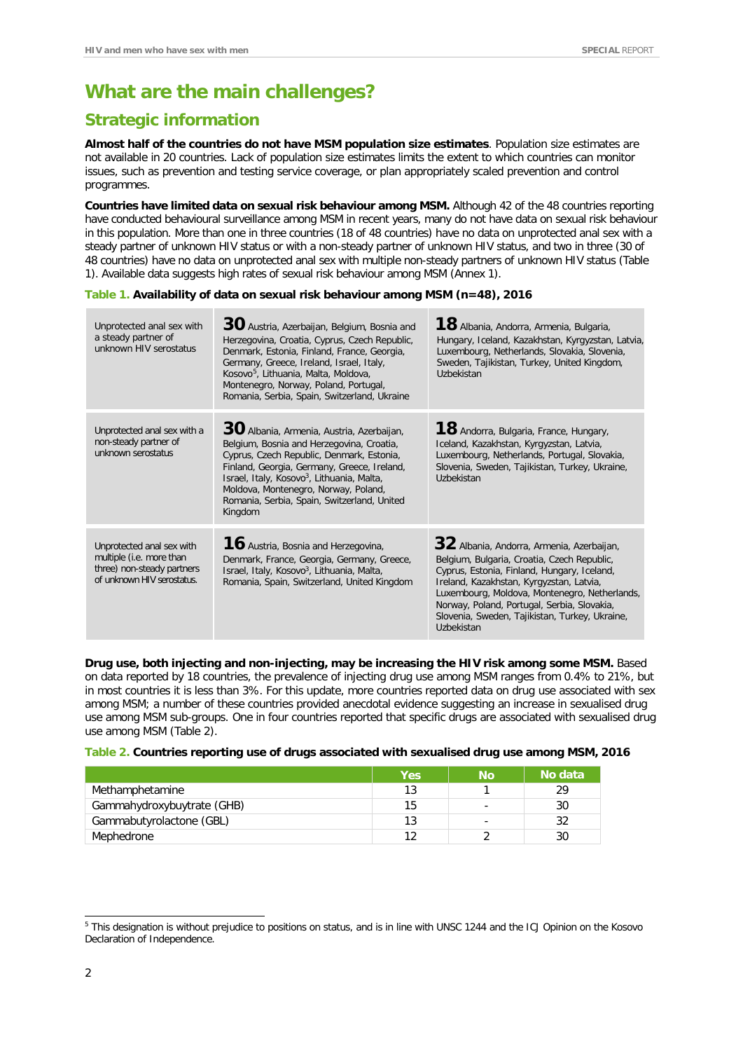# What are the main challenges?

## Strategic information

**Almost half of the countries do not have MSM population size estimates**. Population size estimates are not available in 20 countries. Lack of population size estimates limits the extent to which countries can monitor issues, such as prevention and testing service coverage, or plan appropriately scaled prevention and control programmes.

**Countries have limited data on sexual risk behaviour among MSM.** Although 42 of the 48 countries reporting have conducted behavioural surveillance among MSM in recent years, many do not have data on sexual risk behaviour in this population. More than one in three countries (18 of 48 countries) have no data on unprotected anal sex with a steady partner of unknown HIV status or with a non-steady partner of unknown HIV status, and two in three (30 of 48 countries) have no data on unprotected anal sex with multiple non-steady partners of unknown HIV status (Table 1). Available data suggests high rates of sexual risk behaviour among MSM (Annex 1).

**Table 1. Availability of data on sexual risk behaviour among MSM (n=48), 2016**

| | | |
|---|---|---|
| Unprotected anal sex with a steady partner of unknown HIV serostatus | **30** Austria, Azerbaijan, Belgium, Bosnia and Herzegovina, Croatia, Cyprus, Czech Republic, Denmark, Estonia, Finland, France, Georgia, Germany, Greece, Ireland, Israel, Italy, Kosovo[5], Lithuania, Malta, Moldova, Montenegro, Norway, Poland, Portugal, Romania, Serbia, Spain, Switzerland, Ukraine | **18** Albania, Andorra, Armenia, Bulgaria, Hungary, Iceland, Kazakhstan, Kyrgyzstan, Latvia, Luxembourg, Netherlands, Slovakia, Slovenia, Sweden, Tajikistan, Turkey, United Kingdom, Uzbekistan |
| Unprotected anal sex with a non-steady partner of unknown serostatus | **30** Albania, Armenia, Austria, Azerbaijan, Belgium, Bosnia and Herzegovina, Croatia, Cyprus, Czech Republic, Denmark, Estonia, Finland, Georgia, Germany, Greece, Ireland, Israel, Italy, Kosovo[3], Lithuania, Malta, Moldova, Montenegro, Norway, Poland, Romania, Serbia, Spain, Switzerland, United Kingdom | **18** Andorra, Bulgaria, France, Hungary, Iceland, Kazakhstan, Kyrgyzstan, Latvia, Luxembourg, Netherlands, Portugal, Slovakia, Slovenia, Sweden, Tajikistan, Turkey, Ukraine, Uzbekistan |
| Unprotected anal sex with multiple (i.e. more than three) non-steady partners of unknown HIV serostatus. | **16** Austria, Bosnia and Herzegovina, Denmark, France, Georgia, Germany, Greece, Israel, Italy, Kosovo[3], Lithuania, Malta, Romania, Spain, Switzerland, United Kingdom | **32** Albania, Andorra, Armenia, Azerbaijan, Belgium, Bulgaria, Croatia, Czech Republic, Cyprus, Estonia, Finland, Hungary, Iceland, Ireland, Kazakhstan, Kyrgyzstan, Latvia, Luxembourg, Moldova, Montenegro, Netherlands, Norway, Poland, Portugal, Serbia, Slovakia, Slovenia, Sweden, Tajikistan, Turkey, Ukraine, Uzbekistan |

**Drug use, both injecting and non-injecting, may be increasing the HIV risk among some MSM.** Based on data reported by 18 countries, the prevalence of injecting drug use among MSM ranges from 0.4% to 21%, but in most countries it is less than 3%. For this update, more countries reported data on drug use associated with sex among MSM; a number of these countries provided anecdotal evidence suggesting an increase in sexualised drug use among MSM sub-groups. One in four countries reported that specific drugs are associated with sexualised drug use among MSM (Table 2).

**Table 2. Countries reporting use of drugs associated with sexualised drug use among MSM, 2016**

| | Yes | No | No data |
|---|---|---|---|
| Methamphetamine | 13 | 1 | 29 |
| Gammahydroxybuytrate (GHB) | 15 | - | 30 |
| Gammabutyrolactone (GBL) | 13 | - | 32 |
| Mephedrone | 12 | 2 | 30 |

[5] This designation is without prejudice to positions on status, and is in line with UNSC 1244 and the ICJ Opinion on the Kosovo Declaration of Independence.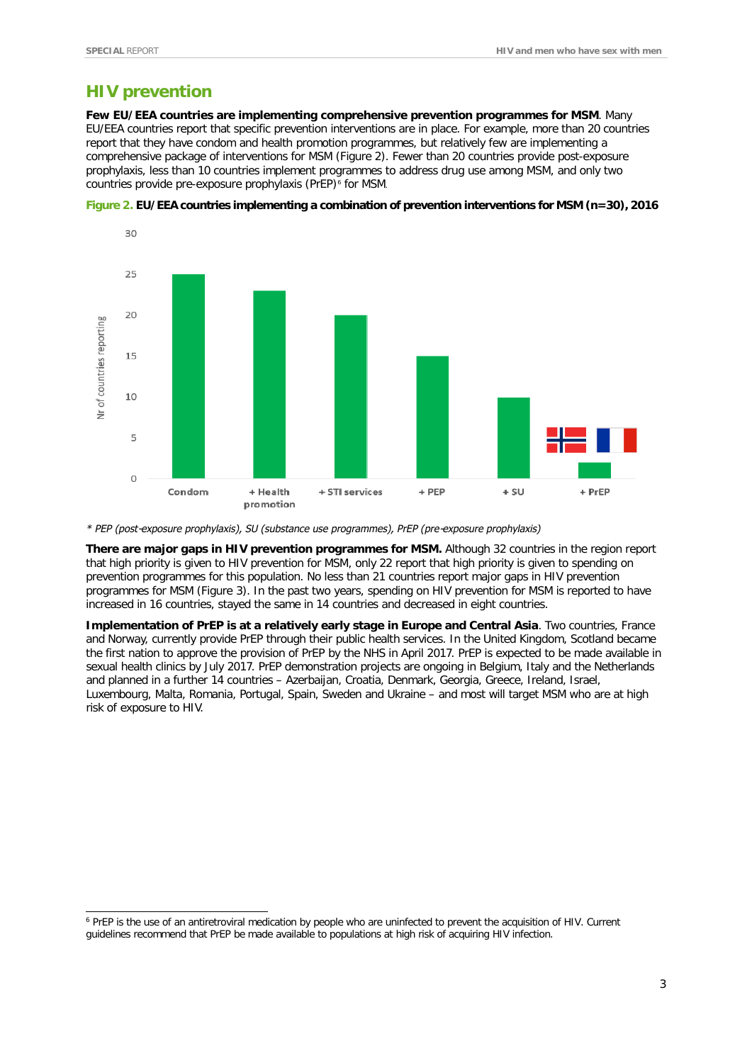## HIV prevention

**Few EU/EEA countries are implementing comprehensive prevention programmes for MSM**. Many EU/EEA countries report that specific prevention interventions are in place. For example, more than 20 countries report that they have condom and health promotion programmes, but relatively few are implementing a comprehensive package of interventions for MSM (Figure 2). Fewer than 20 countries provide post-exposure prophylaxis, less than 10 countries implement programmes to address drug use among MSM, and only two countries provide pre-exposure prophylaxis (PrEP)[6] for MSM.

**Figure 2. EU/EEA countries implementing a combination of prevention interventions for MSM (n=30), 2016**

*\* PEP (post-exposure prophylaxis), SU (substance use programmes), PrEP (pre-exposure prophylaxis)*

**There are major gaps in HIV prevention programmes for MSM.** Although 32 countries in the region report that high priority is given to HIV prevention for MSM, only 22 report that high priority is given to spending on prevention programmes for this population. No less than 21 countries report major gaps in HIV prevention programmes for MSM (Figure 3). In the past two years, spending on HIV prevention for MSM is reported to have increased in 16 countries, stayed the same in 14 countries and decreased in eight countries.

**Implementation of PrEP is at a relatively early stage in Europe and Central Asia**. Two countries, France and Norway, currently provide PrEP through their public health services. In the United Kingdom, Scotland became the first nation to approve the provision of PrEP by the NHS in April 2017. PrEP is expected to be made available in sexual health clinics by July 2017. PrEP demonstration projects are ongoing in Belgium, Italy and the Netherlands and planned in a further 14 countries – Azerbaijan, Croatia, Denmark, Georgia, Greece, Ireland, Israel, Luxembourg, Malta, Romania, Portugal, Spain, Sweden and Ukraine – and most will target MSM who are at high risk of exposure to HIV.

---

[6] PrEP is the use of an antiretroviral medication by people who are uninfected to prevent the acquisition of HIV. Current guidelines recommend that PrEP be made available to populations at high risk of acquiring HIV infection.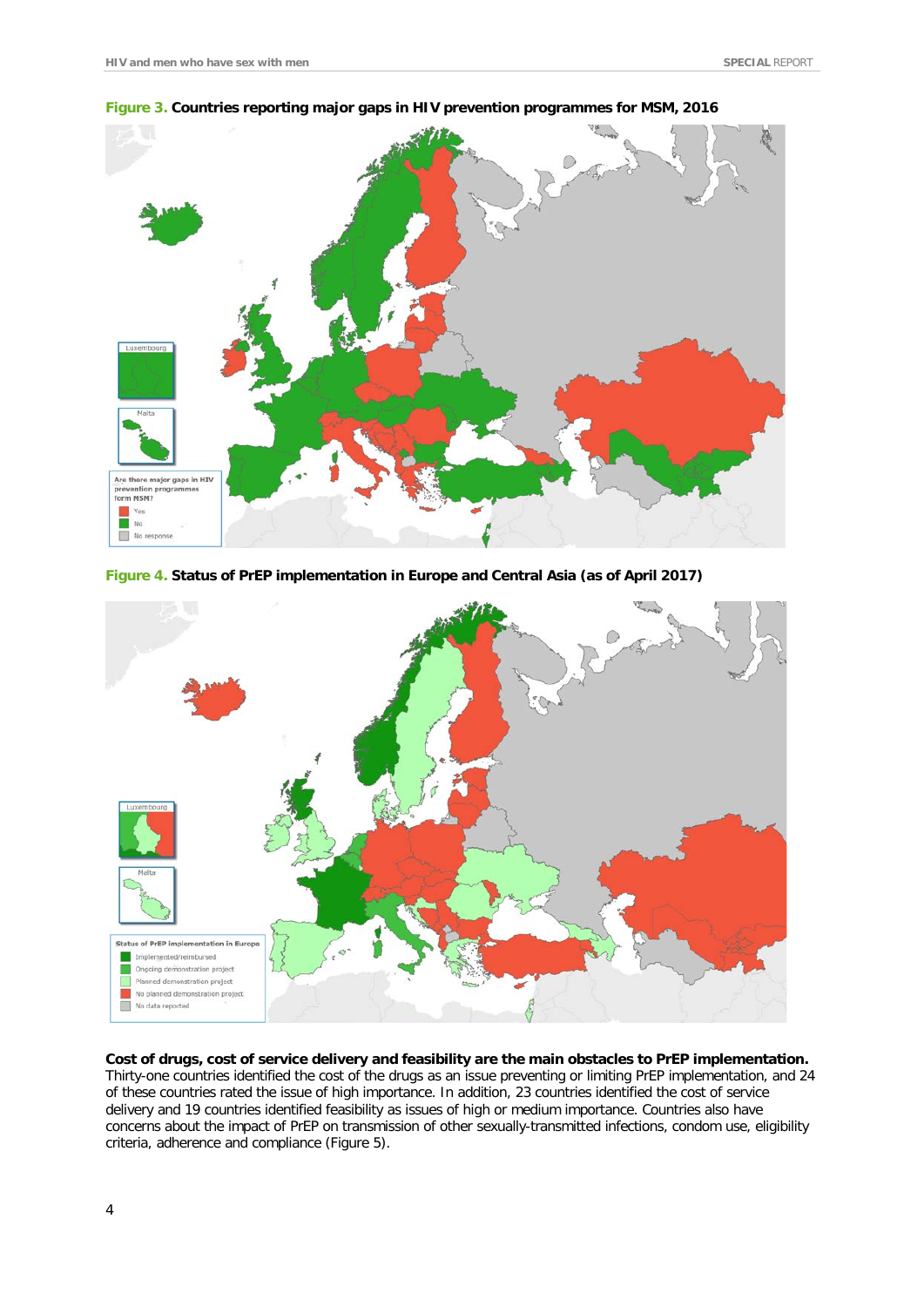**Figure 3.** **Countries reporting major gaps in HIV prevention programmes for MSM, 2016**

**Figure 4.** **Status of PrEP implementation in Europe and Central Asia (as of April 2017)**

**Cost of drugs, cost of service delivery and feasibility are the main obstacles to PrEP implementation.** Thirty-one countries identified the cost of the drugs as an issue preventing or limiting PrEP implementation, and 24 of these countries rated the issue of high importance. In addition, 23 countries identified the cost of service delivery and 19 countries identified feasibility as issues of high or medium importance. Countries also have concerns about the impact of PrEP on transmission of other sexually-transmitted infections, condom use, eligibility criteria, adherence and compliance (Figure 5).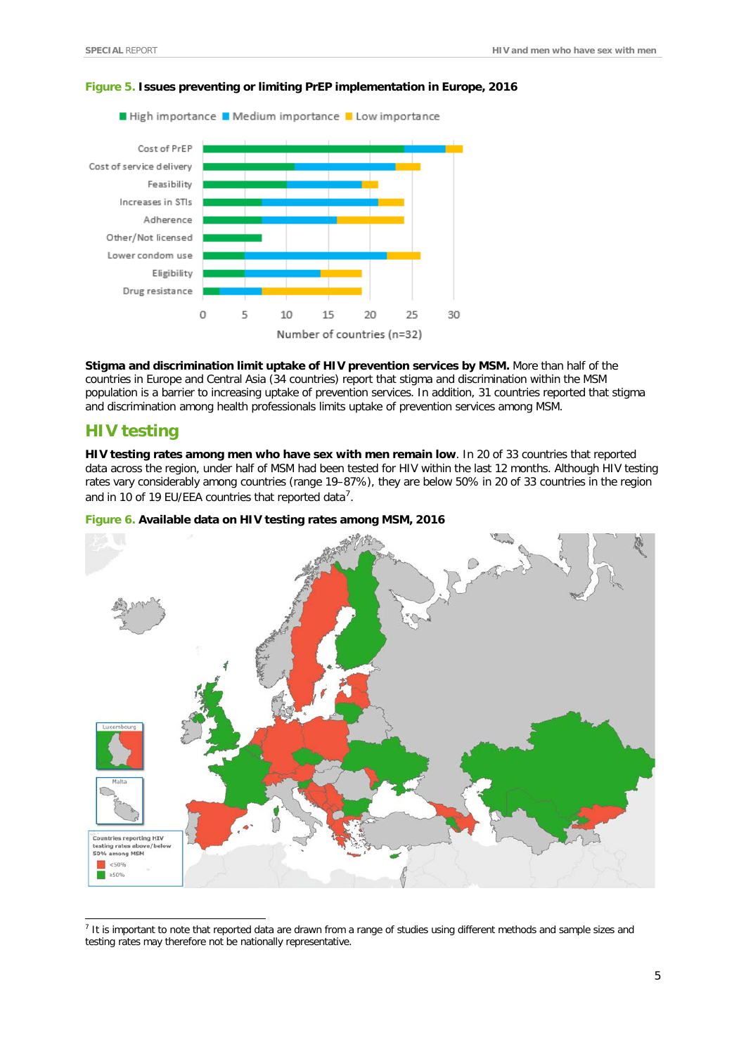**Figure 5. Issues preventing or limiting PrEP implementation in Europe, 2016**

**Stigma and discrimination limit uptake of HIV prevention services by MSM.** More than half of the countries in Europe and Central Asia (34 countries) report that stigma and discrimination within the MSM population is a barrier to increasing uptake of prevention services. In addition, 31 countries reported that stigma and discrimination among health professionals limits uptake of prevention services among MSM.

## HIV testing

**HIV testing rates among men who have sex with men remain low**. In 20 of 33 countries that reported data across the region, under half of MSM had been tested for HIV within the last 12 months. Although HIV testing rates vary considerably among countries (range 19–87%), they are below 50% in 20 of 33 countries in the region and in 10 of 19 EU/EEA countries that reported data[7].

**Figure 6. Available data on HIV testing rates among MSM, 2016**

[7] It is important to note that reported data are drawn from a range of studies using different methods and sample sizes and testing rates may therefore not be nationally representative.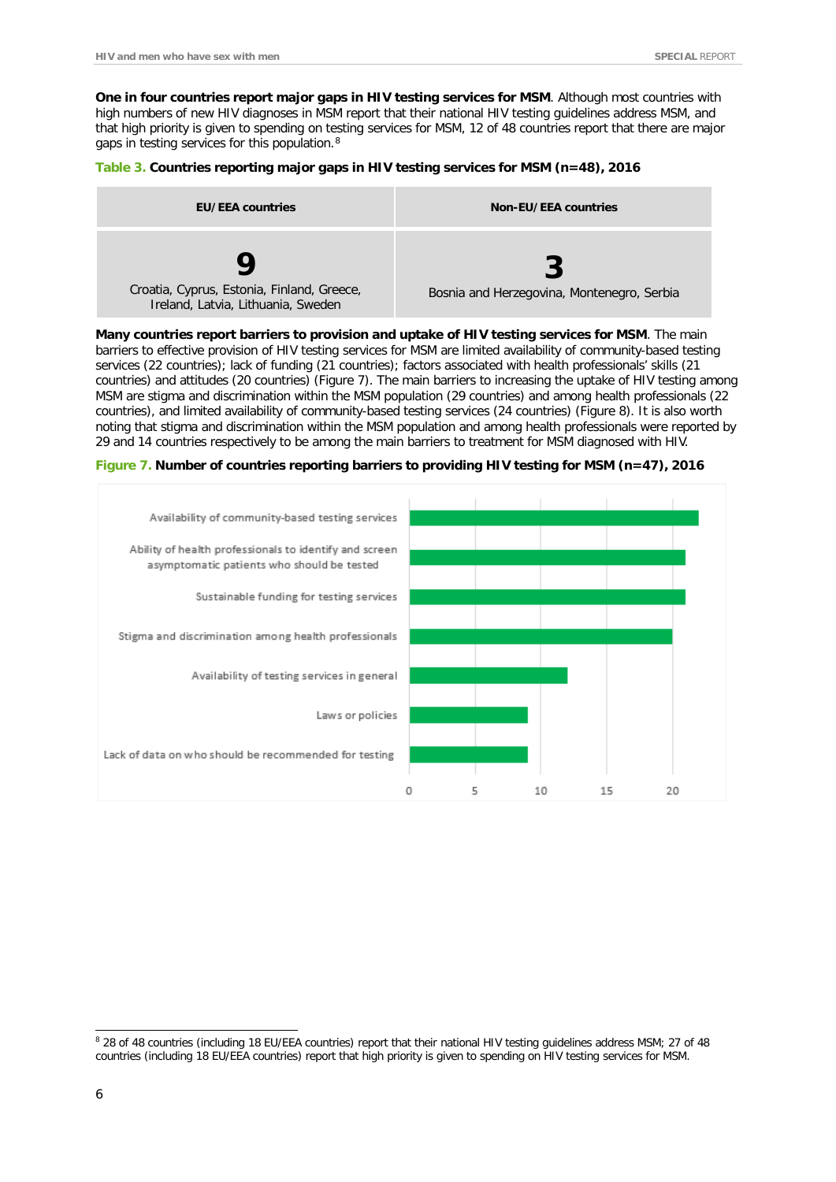**One in four countries report major gaps in HIV testing services for MSM**. Although most countries with high numbers of new HIV diagnoses in MSM report that their national HIV testing guidelines address MSM, and that high priority is given to spending on testing services for MSM, 12 of 48 countries report that there are major gaps in testing services for this population.[8]

**Table 3.** **Countries reporting major gaps in HIV testing services for MSM (n=48), 2016**

| EU/EEA countries | Non-EU/EEA countries |
|---|---|
| **9**<br>Croatia, Cyprus, Estonia, Finland, Greece, Ireland, Latvia, Lithuania, Sweden | **3**<br>Bosnia and Herzegovina, Montenegro, Serbia |

**Many countries report barriers to provision and uptake of HIV testing services for MSM**. The main barriers to effective provision of HIV testing services for MSM are limited availability of community-based testing services (22 countries); lack of funding (21 countries); factors associated with health professionals' skills (21 countries) and attitudes (20 countries) (Figure 7). The main barriers to increasing the uptake of HIV testing among MSM are stigma and discrimination within the MSM population (29 countries) and among health professionals (22 countries), and limited availability of community-based testing services (24 countries) (Figure 8). It is also worth noting that stigma and discrimination within the MSM population and among health professionals were reported by 29 and 14 countries respectively to be among the main barriers to treatment for MSM diagnosed with HIV.

**Figure 7.** **Number of countries reporting barriers to providing HIV testing for MSM (n=47), 2016**

| Barrier | Number of countries |
|---|---|
| Availability of community-based testing services | 22 |
| Ability of health professionals to identify and screen asymptomatic patients who should be tested | 21 |
| Sustainable funding for testing services | 21 |
| Stigma and discrimination among health professionals | 20 |
| Availability of testing services in general | 12 |
| Laws or policies | 9 |
| Lack of data on who should be recommended for testing | 9 |

[8] 28 of 48 countries (including 18 EU/EEA countries) report that their national HIV testing guidelines address MSM; 27 of 48 countries (including 18 EU/EEA countries) report that high priority is given to spending on HIV testing services for MSM.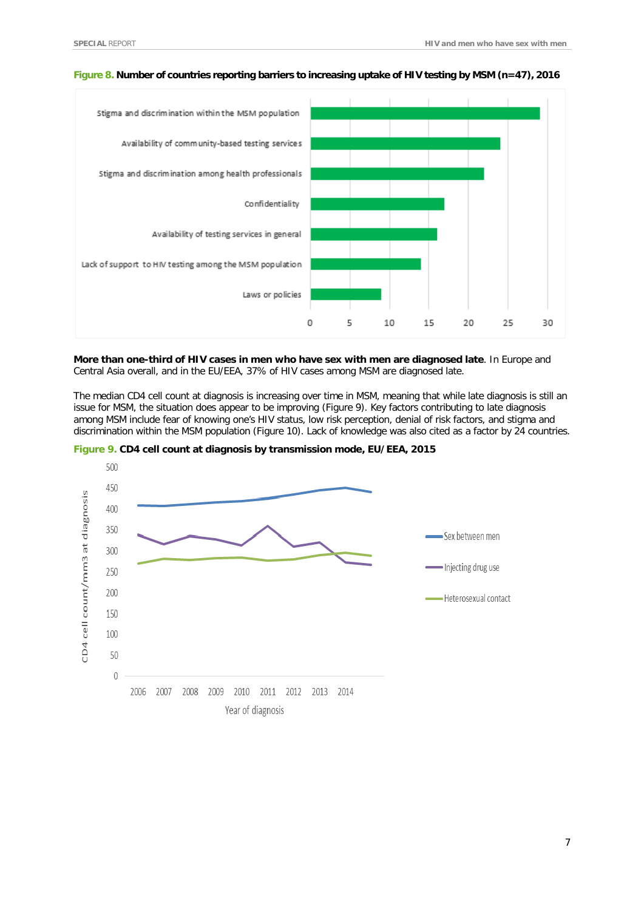**Figure 8.** **Number of countries reporting barriers to increasing uptake of HIV testing by MSM (n=47), 2016**

| Barrier | Number of countries |
|---|---|
| Stigma and discrimination within the MSM population | 29 |
| Availability of community-based testing services | 24 |
| Stigma and discrimination among health professionals | 22 |
| Confidentiality | 17 |
| Availability of testing services in general | 16 |
| Lack of support to HIV testing among the MSM population | 14 |
| Laws or policies | 9 |

**More than one-third of HIV cases in men who have sex with men are diagnosed late**. In Europe and Central Asia overall, and in the EU/EEA, 37% of HIV cases among MSM are diagnosed late.

The median CD4 cell count at diagnosis is increasing over time in MSM, meaning that while late diagnosis is still an issue for MSM, the situation does appear to be improving (Figure 9). Key factors contributing to late diagnosis among MSM include fear of knowing one's HIV status, low risk perception, denial of risk factors, and stigma and discrimination within the MSM population (Figure 10). Lack of knowledge was also cited as a factor by 24 countries.

**Figure 9.** **CD4 cell count at diagnosis by transmission mode, EU/EEA, 2015**

Legend: Sex between men; Injecting drug use; Heterosexual contact

Y-axis: CD4 cell count/mm3 at diagnosis (0–500)

X-axis: Year of diagnosis (2006–2014)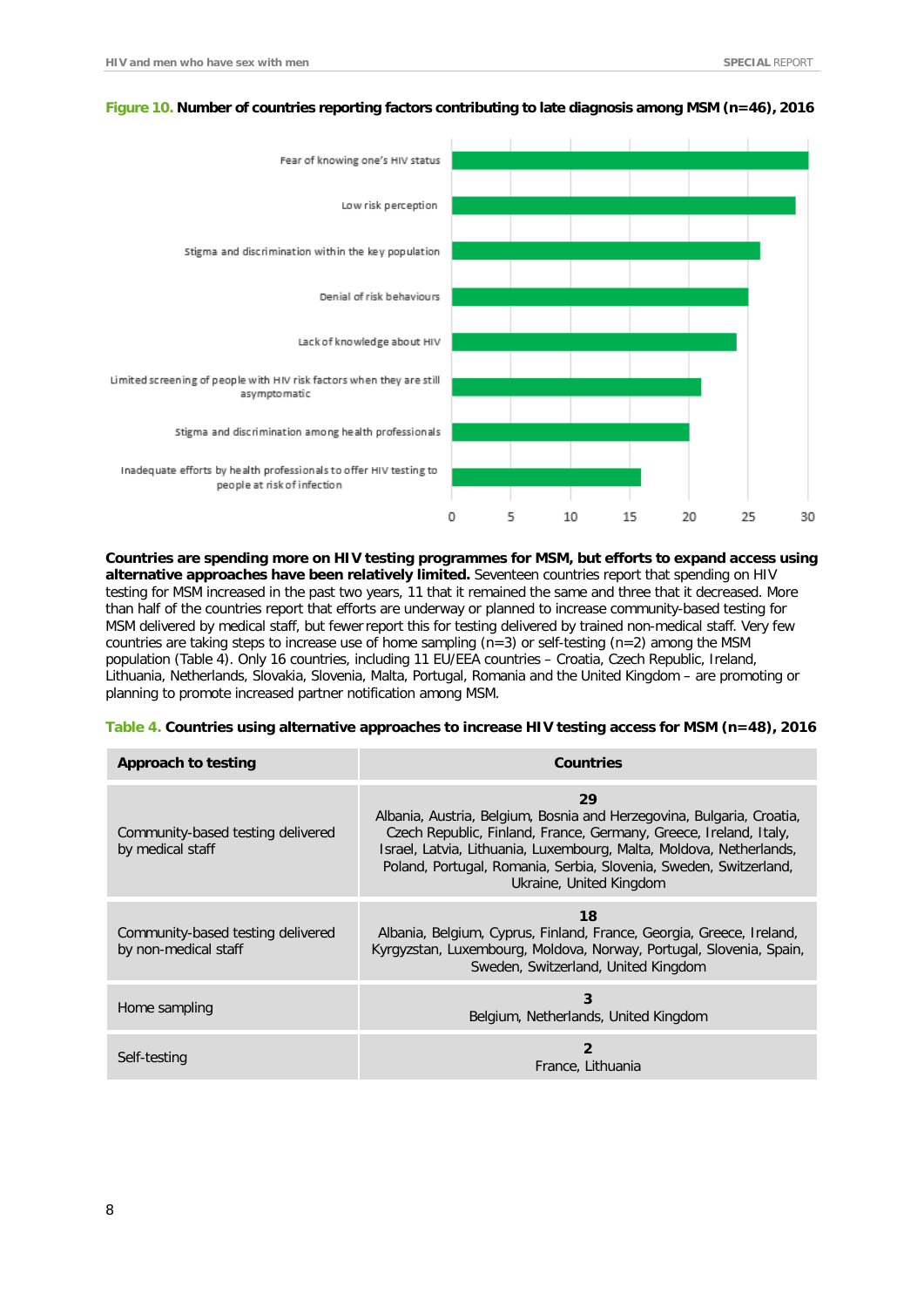**Figure 10. Number of countries reporting factors contributing to late diagnosis among MSM (n=46), 2016**

| Factor | Number of countries |
|---|---|
| Fear of knowing one's HIV status | 30 |
| Low risk perception | 29 |
| Stigma and discrimination within the key population | 26 |
| Denial of risk behaviours | 25 |
| Lack of knowledge about HIV | 24 |
| Limited screening of people with HIV risk factors when they are still asymptomatic | 21 |
| Stigma and discrimination among health professionals | 20 |
| Inadequate efforts by health professionals to offer HIV testing to people at risk of infection | 16 |

**Countries are spending more on HIV testing programmes for MSM, but efforts to expand access using alternative approaches have been relatively limited.** Seventeen countries report that spending on HIV testing for MSM increased in the past two years, 11 that it remained the same and three that it decreased. More than half of the countries report that efforts are underway or planned to increase community-based testing for MSM delivered by medical staff, but fewer report this for testing delivered by trained non-medical staff. Very few countries are taking steps to increase use of home sampling (n=3) or self-testing (n=2) among the MSM population (Table 4). Only 16 countries, including 11 EU/EEA countries – Croatia, Czech Republic, Ireland, Lithuania, Netherlands, Slovakia, Slovenia, Malta, Portugal, Romania and the United Kingdom – are promoting or planning to promote increased partner notification among MSM.

**Table 4. Countries using alternative approaches to increase HIV testing access for MSM (n=48), 2016**

| Approach to testing | Countries |
|---|---|
| Community-based testing delivered by medical staff | **29**<br>Albania, Austria, Belgium, Bosnia and Herzegovina, Bulgaria, Croatia, Czech Republic, Finland, France, Germany, Greece, Ireland, Italy, Israel, Latvia, Lithuania, Luxembourg, Malta, Moldova, Netherlands, Poland, Portugal, Romania, Serbia, Slovenia, Sweden, Switzerland, Ukraine, United Kingdom |
| Community-based testing delivered by non-medical staff | **18**<br>Albania, Belgium, Cyprus, Finland, France, Georgia, Greece, Ireland, Kyrgyzstan, Luxembourg, Moldova, Norway, Portugal, Slovenia, Spain, Sweden, Switzerland, United Kingdom |
| Home sampling | **3**<br>Belgium, Netherlands, United Kingdom |
| Self-testing | **2**<br>France, Lithuania |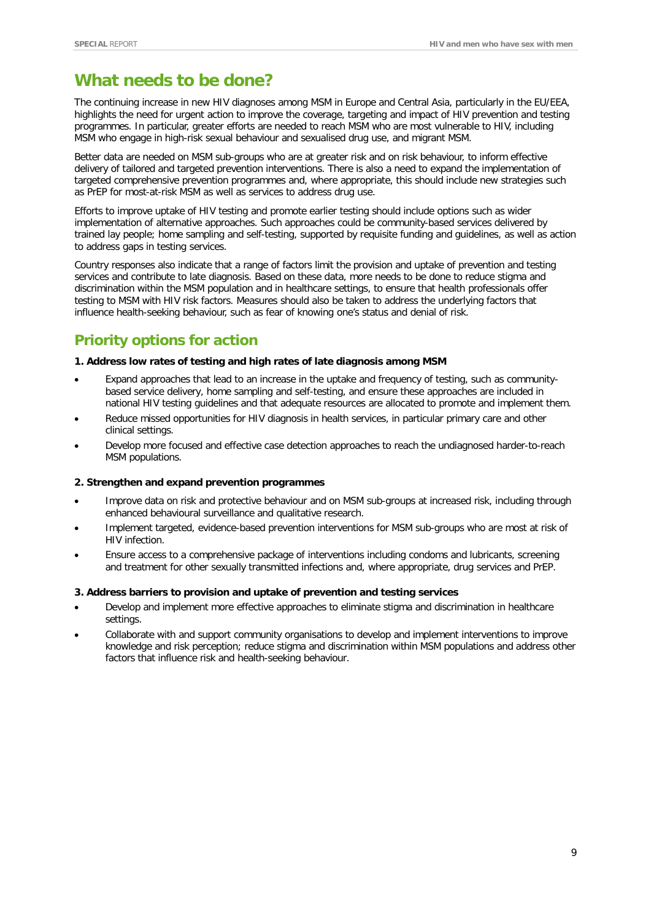## What needs to be done?

The continuing increase in new HIV diagnoses among MSM in Europe and Central Asia, particularly in the EU/EEA, highlights the need for urgent action to improve the coverage, targeting and impact of HIV prevention and testing programmes. In particular, greater efforts are needed to reach MSM who are most vulnerable to HIV, including MSM who engage in high-risk sexual behaviour and sexualised drug use, and migrant MSM.

Better data are needed on MSM sub-groups who are at greater risk and on risk behaviour, to inform effective delivery of tailored and targeted prevention interventions. There is also a need to expand the implementation of targeted comprehensive prevention programmes and, where appropriate, this should include new strategies such as PrEP for most-at-risk MSM as well as services to address drug use.

Efforts to improve uptake of HIV testing and promote earlier testing should include options such as wider implementation of alternative approaches. Such approaches could be community-based services delivered by trained lay people; home sampling and self-testing, supported by requisite funding and guidelines, as well as action to address gaps in testing services.

Country responses also indicate that a range of factors limit the provision and uptake of prevention and testing services and contribute to late diagnosis. Based on these data, more needs to be done to reduce stigma and discrimination within the MSM population and in healthcare settings, to ensure that health professionals offer testing to MSM with HIV risk factors. Measures should also be taken to address the underlying factors that influence health-seeking behaviour, such as fear of knowing one's status and denial of risk.

## Priority options for action

**1. Address low rates of testing and high rates of late diagnosis among MSM**

- Expand approaches that lead to an increase in the uptake and frequency of testing, such as community-based service delivery, home sampling and self-testing, and ensure these approaches are included in national HIV testing guidelines and that adequate resources are allocated to promote and implement them.
- Reduce missed opportunities for HIV diagnosis in health services, in particular primary care and other clinical settings.
- Develop more focused and effective case detection approaches to reach the undiagnosed harder-to-reach MSM populations.

**2. Strengthen and expand prevention programmes**

- Improve data on risk and protective behaviour and on MSM sub-groups at increased risk, including through enhanced behavioural surveillance and qualitative research.
- Implement targeted, evidence-based prevention interventions for MSM sub-groups who are most at risk of HIV infection.
- Ensure access to a comprehensive package of interventions including condoms and lubricants, screening and treatment for other sexually transmitted infections and, where appropriate, drug services and PrEP.

**3. Address barriers to provision and uptake of prevention and testing services**

- Develop and implement more effective approaches to eliminate stigma and discrimination in healthcare settings.
- Collaborate with and support community organisations to develop and implement interventions to improve knowledge and risk perception; reduce stigma and discrimination within MSM populations and address other factors that influence risk and health-seeking behaviour.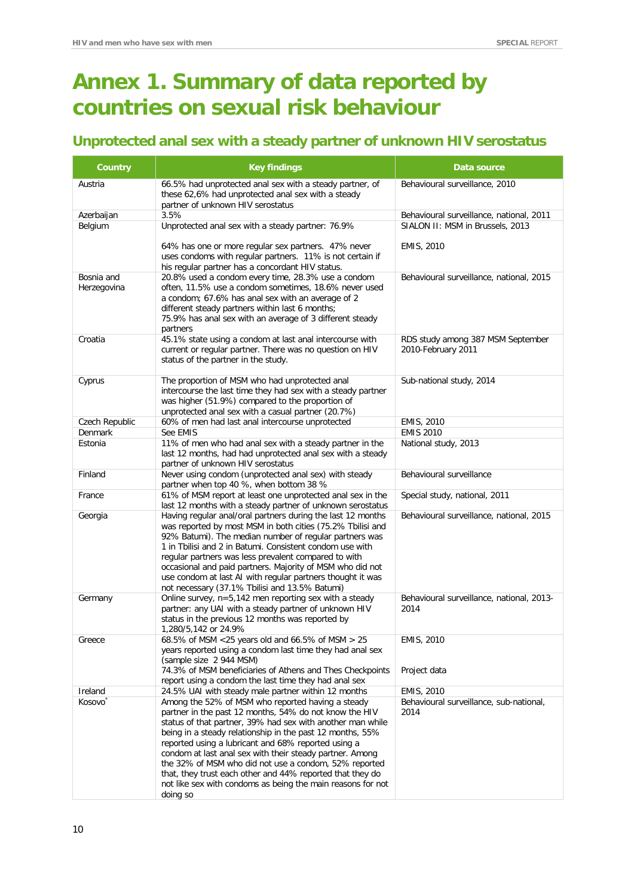# Annex 1. Summary of data reported by countries on sexual risk behaviour

## Unprotected anal sex with a steady partner of unknown HIV serostatus

| Country | Key findings | Data source |
|---|---|---|
| Austria | 66.5% had unprotected anal sex with a steady partner, of these 62,6% had unprotected anal sex with a steady partner of unknown HIV serostatus | Behavioural surveillance, 2010 |
| Azerbaijan | 3.5% | Behavioural surveillance, national, 2011 |
| Belgium | Unprotected anal sex with a steady partner: 76.9%<br><br>64% has one or more regular sex partners. 47% never uses condoms with regular partners. 11% is not certain if his regular partner has a concordant HIV status. | SIALON II: MSM in Brussels, 2013<br><br>EMIS, 2010 |
| Bosnia and Herzegovina | 20.8% used a condom every time, 28.3% use a condom often, 11.5% use a condom sometimes, 18.6% never used a condom; 67.6% has anal sex with an average of 2 different steady partners within last 6 months; 75.9% has anal sex with an average of 3 different steady partners | Behavioural surveillance, national, 2015 |
| Croatia | 45.1% state using a condom at last anal intercourse with current or regular partner. There was no question on HIV status of the partner in the study. | RDS study among 387 MSM September 2010-February 2011 |
| Cyprus | The proportion of MSM who had unprotected anal intercourse the last time they had sex with a steady partner was higher (51.9%) compared to the proportion of unprotected anal sex with a casual partner (20.7%) | Sub-national study, 2014 |
| Czech Republic | 60% of men had last anal intercourse unprotected | EMIS, 2010 |
| Denmark | See EMIS | EMIS 2010 |
| Estonia | 11% of men who had anal sex with a steady partner in the last 12 months, had had unprotected anal sex with a steady partner of unknown HIV serostatus | National study, 2013 |
| Finland | Never using condom (unprotected anal sex) with steady partner when top 40 %, when bottom 38 % | Behavioural surveillance |
| France | 61% of MSM report at least one unprotected anal sex in the last 12 months with a steady partner of unknown serostatus | Special study, national, 2011 |
| Georgia | Having regular anal/oral partners during the last 12 months was reported by most MSM in both cities (75.2% Tbilisi and 92% Batumi). The median number of regular partners was 1 in Tbilisi and 2 in Batumi. Consistent condom use with regular partners was less prevalent compared to with occasional and paid partners. Majority of MSM who did not use condom at last AI with regular partners thought it was not necessary (37.1% Tbilisi and 13.5% Batumi) | Behavioural surveillance, national, 2015 |
| Germany | Online survey, n=5,142 men reporting sex with a steady partner: any UAI with a steady partner of unknown HIV status in the previous 12 months was reported by 1,280/5,142 or 24.9% | Behavioural surveillance, national, 2013-2014 |
| Greece | 68.5% of MSM <25 years old and 66.5% of MSM > 25 years reported using a condom last time they had anal sex (sample size 2 944 MSM)<br>74.3% of MSM beneficiaries of Athens and Thes Checkpoints report using a condom the last time they had anal sex | EMIS, 2010<br><br>Project data |
| Ireland | 24.5% UAI with steady male partner within 12 months | EMIS, 2010 |
| Kosovo* | Among the 52% of MSM who reported having a steady partner in the past 12 months, 54% do not know the HIV status of that partner, 39% had sex with another man while being in a steady relationship in the past 12 months, 55% reported using a lubricant and 68% reported using a condom at last anal sex with their steady partner. Among the 32% of MSM who did not use a condom, 52% reported that, they trust each other and 44% reported that they do not like sex with condoms as being the main reasons for not doing so | Behavioural surveillance, sub-national, 2014 |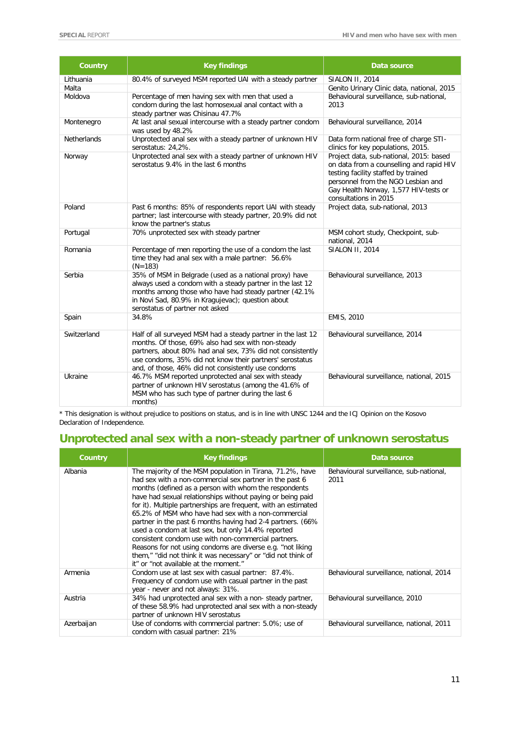| Country | Key findings | Data source |
|---|---|---|
| Lithuania | 80.4% of surveyed MSM reported UAI with a steady partner | SIALON II, 2014 |
| Malta | | Genito Urinary Clinic data, national, 2015 |
| Moldova | Percentage of men having sex with men that used a condom during the last homosexual anal contact with a steady partner was Chisinau 47.7% | Behavioural surveillance, sub-national, 2013 |
| Montenegro | At last anal sexual intercourse with a steady partner condom was used by 48.2% | Behavioural surveillance, 2014 |
| Netherlands | Unprotected anal sex with a steady partner of unknown HIV serostatus: 24,2%. | Data form national free of charge STI-clinics for key populations, 2015. |
| Norway | Unprotected anal sex with a steady partner of unknown HIV serostatus 9.4% in the last 6 months | Project data, sub-national, 2015: based on data from a counselling and rapid HIV testing facility staffed by trained personnel from the NGO Lesbian and Gay Health Norway, 1,577 HIV-tests or consultations in 2015 |
| Poland | Past 6 months: 85% of respondents report UAI with steady partner; last intercourse with steady partner, 20.9% did not know the partner's status | Project data, sub-national, 2013 |
| Portugal | 70% unprotected sex with steady partner | MSM cohort study, Checkpoint, sub-national, 2014 |
| Romania | Percentage of men reporting the use of a condom the last time they had anal sex with a male partner: 56.6% (N=183) | SIALON II, 2014 |
| Serbia | 35% of MSM in Belgrade (used as a national proxy) have always used a condom with a steady partner in the last 12 months among those who have had steady partner (42.1% in Novi Sad, 80.9% in Kragujevac); question about serostatus of partner not asked | Behavioural surveillance, 2013 |
| Spain | 34.8% | EMIS, 2010 |
| Switzerland | Half of all surveyed MSM had a steady partner in the last 12 months. Of those, 69% also had sex with non-steady partners, about 80% had anal sex, 73% did not consistently use condoms, 35% did not know their partners' serostatus and, of those, 46% did not consistently use condoms | Behavioural surveillance, 2014 |
| Ukraine | 46.7% MSM reported unprotected anal sex with steady partner of unknown HIV serostatus (among the 41.6% of MSM who has such type of partner during the last 6 months) | Behavioural surveillance, national, 2015 |

* This designation is without prejudice to positions on status, and is in line with UNSC 1244 and the ICJ Opinion on the Kosovo Declaration of Independence.

## Unprotected anal sex with a non-steady partner of unknown serostatus

| Country | Key findings | Data source |
|---|---|---|
| Albania | The majority of the MSM population in Tirana, 71.2%, have had sex with a non-commercial sex partner in the past 6 months (defined as a person with whom the respondents have had sexual relationships without paying or being paid for it). Multiple partnerships are frequent, with an estimated 65.2% of MSM who have had sex with a non-commercial partner in the past 6 months having had 2-4 partners. (66% used a condom at last sex, but only 14.4% reported consistent condom use with non-commercial partners. Reasons for not using condoms are diverse e.g. "not liking them," "did not think it was necessary" or "did not think of it" or "not available at the moment." | Behavioural surveillance, sub-national, 2011 |
| Armenia | Condom use at last sex with casual partner: 87.4%. Frequency of condom use with casual partner in the past year - never and not always: 31%. | Behavioural surveillance, national, 2014 |
| Austria | 34% had unprotected anal sex with a non- steady partner, of these 58.9% had unprotected anal sex with a non-steady partner of unknown HIV serostatus | Behavioural surveillance, 2010 |
| Azerbaijan | Use of condoms with commercial partner: 5.0%; use of condom with casual partner: 21% | Behavioural surveillance, national, 2011 |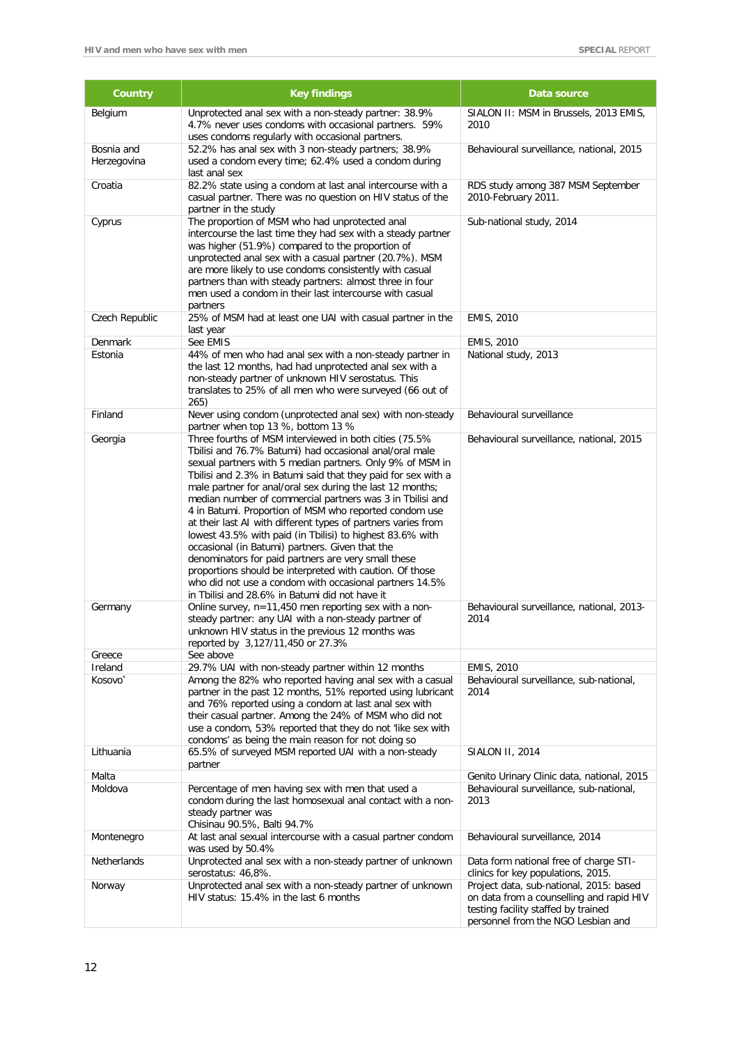| Country | Key findings | Data source |
|---|---|---|
| Belgium | Unprotected anal sex with a non-steady partner: 38.9% 4.7% never uses condoms with occasional partners. 59% uses condoms regularly with occasional partners. | SIALON II: MSM in Brussels, 2013 EMIS, 2010 |
| Bosnia and Herzegovina | 52.2% has anal sex with 3 non-steady partners; 38.9% used a condom every time; 62.4% used a condom during last anal sex | Behavioural surveillance, national, 2015 |
| Croatia | 82.2% state using a condom at last anal intercourse with a casual partner. There was no question on HIV status of the partner in the study | RDS study among 387 MSM September 2010-February 2011. |
| Cyprus | The proportion of MSM who had unprotected anal intercourse the last time they had sex with a steady partner was higher (51.9%) compared to the proportion of unprotected anal sex with a casual partner (20.7%). MSM are more likely to use condoms consistently with casual partners than with steady partners: almost three in four men used a condom in their last intercourse with casual partners | Sub-national study, 2014 |
| Czech Republic | 25% of MSM had at least one UAI with casual partner in the last year | EMIS, 2010 |
| Denmark | See EMIS | EMIS, 2010 |
| Estonia | 44% of men who had anal sex with a non-steady partner in the last 12 months, had had unprotected anal sex with a non-steady partner of unknown HIV serostatus. This translates to 25% of all men who were surveyed (66 out of 265) | National study, 2013 |
| Finland | Never using condom (unprotected anal sex) with non-steady partner when top 13 %, bottom 13 % | Behavioural surveillance |
| Georgia | Three fourths of MSM interviewed in both cities (75.5% Tbilisi and 76.7% Batumi) had occasional anal/oral male sexual partners with 5 median partners. Only 9% of MSM in Tbilisi and 2.3% in Batumi said that they paid for sex with a male partner for anal/oral sex during the last 12 months; median number of commercial partners was 3 in Tbilisi and 4 in Batumi. Proportion of MSM who reported condom use at their last AI with different types of partners varies from lowest 43.5% with paid (in Tbilisi) to highest 83.6% with occasional (in Batumi) partners. Given that the denominators for paid partners are very small these proportions should be interpreted with caution. Of those who did not use a condom with occasional partners 14.5% in Tbilisi and 28.6% in Batumi did not have it | Behavioural surveillance, national, 2015 |
| Germany | Online survey, n=11,450 men reporting sex with a non-steady partner: any UAI with a non-steady partner of unknown HIV status in the previous 12 months was reported by 3,127/11,450 or 27.3% | Behavioural surveillance, national, 2013-2014 |
| Greece | See above | |
| Ireland | 29.7% UAI with non-steady partner within 12 months | EMIS, 2010 |
| Kosovo* | Among the 82% who reported having anal sex with a casual partner in the past 12 months, 51% reported using lubricant and 76% reported using a condom at last anal sex with their casual partner. Among the 24% of MSM who did not use a condom, 53% reported that they do not 'like sex with condoms' as being the main reason for not doing so | Behavioural surveillance, sub-national, 2014 |
| Lithuania | 65.5% of surveyed MSM reported UAI with a non-steady partner | SIALON II, 2014 |
| Malta | | Genito Urinary Clinic data, national, 2015 |
| Moldova | Percentage of men having sex with men that used a condom during the last homosexual anal contact with a non-steady partner was<br>Chisinau 90.5%, Balti 94.7% | Behavioural surveillance, sub-national, 2013 |
| Montenegro | At last anal sexual intercourse with a casual partner condom was used by 50.4% | Behavioural surveillance, 2014 |
| Netherlands | Unprotected anal sex with a non-steady partner of unknown serostatus: 46,8%. | Data form national free of charge STI-clinics for key populations, 2015. |
| Norway | Unprotected anal sex with a non-steady partner of unknown HIV status: 15.4% in the last 6 months | Project data, sub-national, 2015: based on data from a counselling and rapid HIV testing facility staffed by trained personnel from the NGO Lesbian and |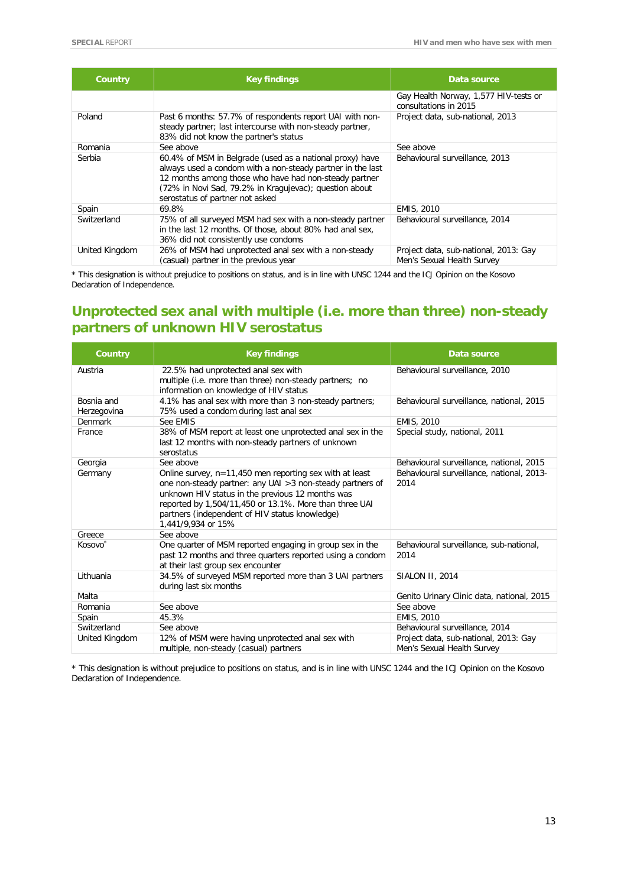| Country | Key findings | Data source |
|---|---|---|
| | | Gay Health Norway, 1,577 HIV-tests or consultations in 2015 |
| Poland | Past 6 months: 57.7% of respondents report UAI with non-steady partner; last intercourse with non-steady partner, 83% did not know the partner's status | Project data, sub-national, 2013 |
| Romania | See above | See above |
| Serbia | 60.4% of MSM in Belgrade (used as a national proxy) have always used a condom with a non-steady partner in the last 12 months among those who have had non-steady partner (72% in Novi Sad, 79.2% in Kragujevac); question about serostatus of partner not asked | Behavioural surveillance, 2013 |
| Spain | 69.8% | EMIS, 2010 |
| Switzerland | 75% of all surveyed MSM had sex with a non-steady partner in the last 12 months. Of those, about 80% had anal sex, 36% did not consistently use condoms | Behavioural surveillance, 2014 |
| United Kingdom | 26% of MSM had unprotected anal sex with a non-steady (casual) partner in the previous year | Project data, sub-national, 2013: Gay Men's Sexual Health Survey |

* This designation is without prejudice to positions on status, and is in line with UNSC 1244 and the ICJ Opinion on the Kosovo Declaration of Independence.

## Unprotected sex anal with multiple (i.e. more than three) non-steady partners of unknown HIV serostatus

| Country | Key findings | Data source |
|---|---|---|
| Austria | 22.5% had unprotected anal sex with multiple (i.e. more than three) non-steady partners; no information on knowledge of HIV status | Behavioural surveillance, 2010 |
| Bosnia and Herzegovina | 4.1% has anal sex with more than 3 non-steady partners; 75% used a condom during last anal sex | Behavioural surveillance, national, 2015 |
| Denmark | See EMIS | EMIS, 2010 |
| France | 38% of MSM report at least one unprotected anal sex in the last 12 months with non-steady partners of unknown serostatus | Special study, national, 2011 |
| Georgia | See above | Behavioural surveillance, national, 2015 |
| Germany | Online survey, n=11,450 men reporting sex with at least one non-steady partner: any UAI >3 non-steady partners of unknown HIV status in the previous 12 months was reported by 1,504/11,450 or 13.1%. More than three UAI partners (independent of HIV status knowledge) 1,441/9,934 or 15% | Behavioural surveillance, national, 2013-2014 |
| Greece | See above | |
| Kosovo* | One quarter of MSM reported engaging in group sex in the past 12 months and three quarters reported using a condom at their last group sex encounter | Behavioural surveillance, sub-national, 2014 |
| Lithuania | 34.5% of surveyed MSM reported more than 3 UAI partners during last six months | SIALON II, 2014 |
| Malta | | Genito Urinary Clinic data, national, 2015 |
| Romania | See above | See above |
| Spain | 45.3% | EMIS, 2010 |
| Switzerland | See above | Behavioural surveillance, 2014 |
| United Kingdom | 12% of MSM were having unprotected anal sex with multiple, non-steady (casual) partners | Project data, sub-national, 2013: Gay Men's Sexual Health Survey |

* This designation is without prejudice to positions on status, and is in line with UNSC 1244 and the ICJ Opinion on the Kosovo Declaration of Independence.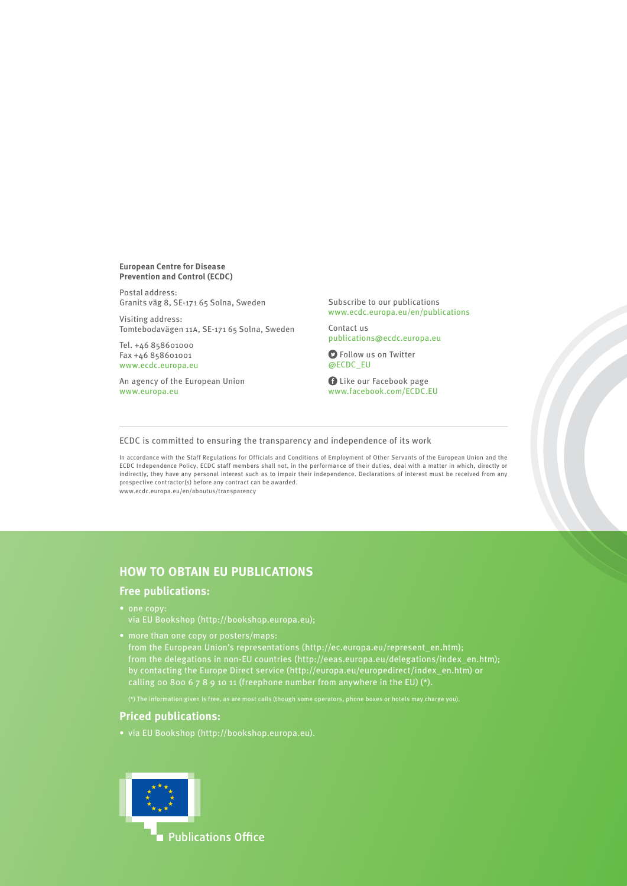**European Centre for Disease Prevention and Control (ECDC)**

Postal address:
Granits väg 8, SE-171 65 Solna, Sweden

Visiting address:
Tomtebodavägen 11A, SE-171 65 Solna, Sweden

Tel. +46 858601000
Fax +46 858601001
www.ecdc.europa.eu

An agency of the European Union
www.europa.eu

Subscribe to our publications
www.ecdc.europa.eu/en/publications

Contact us
publications@ecdc.europa.eu

Follow us on Twitter
@ECDC_EU

Like our Facebook page
www.facebook.com/ECDC.EU

---

ECDC is committed to ensuring the transparency and independence of its work

In accordance with the Staff Regulations for Officials and Conditions of Employment of Other Servants of the European Union and the ECDC Independence Policy, ECDC staff members shall not, in the performance of their duties, deal with a matter in which, directly or indirectly, they have any personal interest such as to impair their independence. Declarations of interest must be received from any prospective contractor(s) before any contract can be awarded.
www.ecdc.europa.eu/en/aboutus/transparency

## HOW TO OBTAIN EU PUBLICATIONS

### Free publications:

- one copy:
  via EU Bookshop (http://bookshop.europa.eu);
- more than one copy or posters/maps:
  from the European Union's representations (http://ec.europa.eu/represent_en.htm);
  from the delegations in non-EU countries (http://eeas.europa.eu/delegations/index_en.htm);
  by contacting the Europe Direct service (http://europa.eu/europedirect/index_en.htm) or
  calling 00 800 6 7 8 9 10 11 (freephone number from anywhere in the EU) (*).

(*) The information given is free, as are most calls (though some operators, phone boxes or hotels may charge you).

### Priced publications:

- via EU Bookshop (http://bookshop.europa.eu).

Publications Office